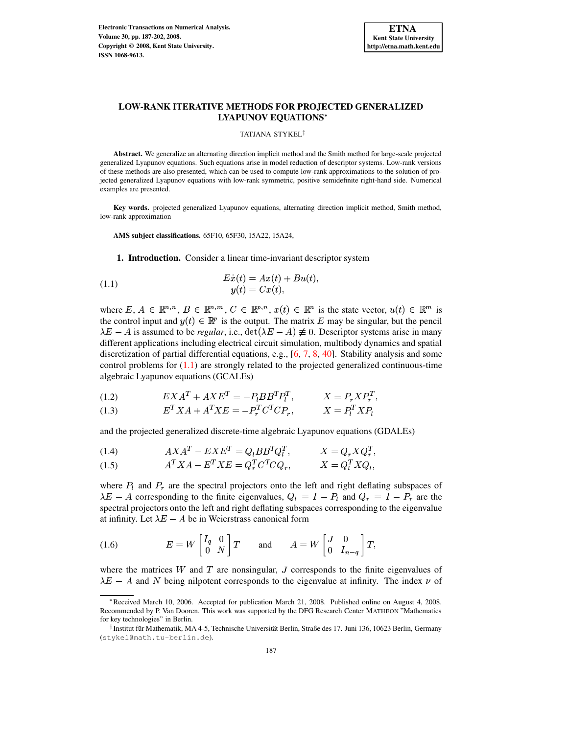# LOW-RANK ITERATIVE METHODS FOR PROJECTED GENERALIZED LYAPUNOV EQUATIONS*

TATJANA STYKEL†

**Abstract.** We generalize an alternating direction implicit method and the Smith method for large-scale projected generalized Lyapunov equations. Such equations arise in model reduction of descriptor systems. Low-rank versions of these methods are also presented, which can be used to compute low-rank approximations to the solution of projected generalized Lyapunov equations with low-rank symmetric, positive semidefinite right-hand side. Numerical examples are presented.

**Key words.** projected generalized Lyapunov equations, alternating direction implicit method, Smith method, low-rank approximation

**AMS subject classifications.** 65F10, 65F30, 15A22, 15A24,

**1. Introduction.** Consider a linear time-invariant descriptor system

$$
\begin{aligned}
E\dot{x}(t) &= Ax(t) + Bu(t), \\
y(t) &= Cx(t),
\end{aligned}
\tag{1.1}
$$

where $E, A \in \mathbb{R}^{n,n}$, $B \in \mathbb{R}^{n,m}$, $C \in \mathbb{R}^{p,n}$, $x(t) \in \mathbb{R}^n$ is the state vector, $u(t) \in \mathbb{R}^m$ is the control input and $y(t) \in \mathbb{R}^p$ is the output. The matrix $E$ may be singular, but the pencil $\lambda E - A$ is assumed to be *regular*, i.e., $\det(\lambda E - A) \not\equiv 0$. Descriptor systems arise in many different applications including electrical circuit simulation, multibody dynamics and spatial discretization of partial differential equations, e.g., [6, 7, 8, 40]. Stability analysis and some control problems for (1.1) are strongly related to the projected generalized continuous-time algebraic Lyapunov equations (GCALEs)

$$
EXA^T + AXE^T = -P_l BB^T P_l^T, \qquad X = P_r X P_r^T, \tag{1.2}
$$

$$
E^T XA + A^T XE = -P_r^T C^T C P_r, \qquad X = P_l^T X P_l \tag{1.3}
$$

and the projected generalized discrete-time algebraic Lyapunov equations (GDALEs)

$$
AXA^T - EXE^T = Q_l BB^T Q_l^T, \qquad X = Q_r X Q_r^T, \tag{1.4}
$$

$$
A^T XA - E^T XE = Q_r^T C^T C Q_r, \qquad X = Q_l^T X Q_l, \tag{1.5}
$$

where $P_l$ and $P_r$ are the spectral projectors onto the left and right deflating subspaces of $\lambda E - A$ corresponding to the finite eigenvalues, $Q_l = I - P_l$ and $Q_r = I - P_r$ are the spectral projectors onto the left and right deflating subspaces corresponding to the eigenvalue at infinity. Let $\lambda E - A$ be in Weierstrass canonical form

$$
E = W \begin{bmatrix} I_q & 0 \\ 0 & N \end{bmatrix} T \qquad \text{and} \qquad A = W \begin{bmatrix} J & 0 \\ 0 & I_{n-q} \end{bmatrix} T, \tag{1.6}
$$

where the matrices $W$ and $T$ are nonsingular, $J$ corresponds to the finite eigenvalues of $\lambda E - A$ and $N$ being nilpotent corresponds to the eigenvalue at infinity. The index $\nu$ of

---

*Received March 10, 2006. Accepted for publication March 21, 2008. Published online on August 4, 2008. Recommended by P. Van Dooren. This work was supported by the DFG Research Center MATHEON "Mathematics for key technologies" in Berlin.

†Institut für Mathematik, MA 4-5, Technische Universität Berlin, Straße des 17. Juni 136, 10623 Berlin, Germany (stykel@math.tu-berlin.de).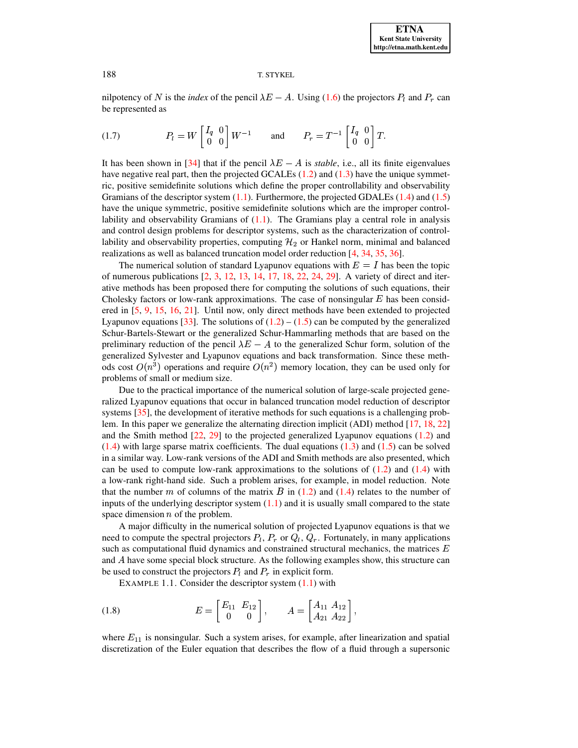nilpotency of $N$ is the *index* of the pencil $\lambda E - A$. Using (1.6) the projectors $P_l$ and $P_r$ can be represented as

$$P_l = W \begin{bmatrix} I_q & 0 \\ 0 & 0 \end{bmatrix} W^{-1} \qquad \text{and} \qquad P_r = T^{-1} \begin{bmatrix} I_q & 0 \\ 0 & 0 \end{bmatrix} T. \tag{1.7}$$

It has been shown in [34] that if the pencil $\lambda E - A$ is *stable*, i.e., all its finite eigenvalues have negative real part, then the projected GCALEs (1.2) and (1.3) have the unique symmetric, positive semidefinite solutions which define the proper controllability and observability Gramians of the descriptor system (1.1). Furthermore, the projected GDALEs (1.4) and (1.5) have the unique symmetric, positive semidefinite solutions which are the improper controllability and observability Gramians of (1.1). The Gramians play a central role in analysis and control design problems for descriptor systems, such as the characterization of controllability and observability properties, computing $\mathcal{H}_2$ or Hankel norm, minimal and balanced realizations as well as balanced truncation model order reduction [4, 34, 35, 36].

The numerical solution of standard Lyapunov equations with $E = I$ has been the topic of numerous publications [2, 3, 12, 13, 14, 17, 18, 22, 24, 29]. A variety of direct and iterative methods has been proposed there for computing the solutions of such equations, their Cholesky factors or low-rank approximations. The case of nonsingular $E$ has been considered in [5, 9, 15, 16, 21]. Until now, only direct methods have been extended to projected Lyapunov equations [33]. The solutions of (1.2) – (1.5) can be computed by the generalized Schur-Bartels-Stewart or the generalized Schur-Hammarling methods that are based on the preliminary reduction of the pencil $\lambda E - A$ to the generalized Schur form, solution of the generalized Sylvester and Lyapunov equations and back transformation. Since these methods cost $O(n^3)$ operations and require $O(n^2)$ memory location, they can be used only for problems of small or medium size.

Due to the practical importance of the numerical solution of large-scale projected generalized Lyapunov equations that occur in balanced truncation model reduction of descriptor systems [35], the development of iterative methods for such equations is a challenging problem. In this paper we generalize the alternating direction implicit (ADI) method [17, 18, 22] and the Smith method [22, 29] to the projected generalized Lyapunov equations (1.2) and (1.4) with large sparse matrix coefficients. The dual equations (1.3) and (1.5) can be solved in a similar way. Low-rank versions of the ADI and Smith methods are also presented, which can be used to compute low-rank approximations to the solutions of (1.2) and (1.4) with a low-rank right-hand side. Such a problem arises, for example, in model reduction. Note that the number $m$ of columns of the matrix $B$ in (1.2) and (1.4) relates to the number of inputs of the underlying descriptor system (1.1) and it is usually small compared to the state space dimension $n$ of the problem.

A major difficulty in the numerical solution of projected Lyapunov equations is that we need to compute the spectral projectors $P_l$, $P_r$ or $Q_l$, $Q_r$. Fortunately, in many applications such as computational fluid dynamics and constrained structural mechanics, the matrices $E$ and $A$ have some special block structure. As the following examples show, this structure can be used to construct the projectors $P_l$ and $P_r$ in explicit form.

EXAMPLE 1.1. Consider the descriptor system (1.1) with

$$E = \begin{bmatrix} E_{11} & E_{12} \\ 0 & 0 \end{bmatrix}, \qquad A = \begin{bmatrix} A_{11} & A_{12} \\ A_{21} & A_{22} \end{bmatrix}, \tag{1.8}$$

where $E_{11}$ is nonsingular. Such a system arises, for example, after linearization and spatial discretization of the Euler equation that describes the flow of a fluid through a supersonic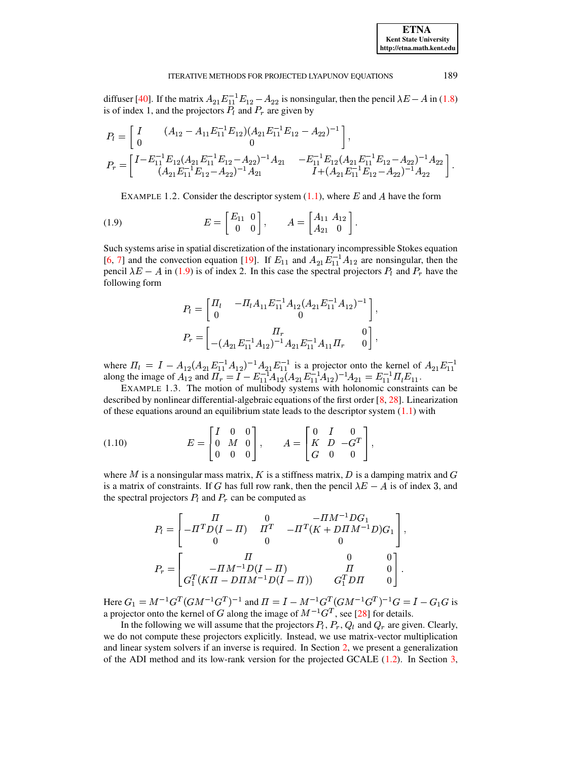diffuser [40]. If the matrix $A_{21}E_{11}^{-1}E_{12} - A_{22}$ is nonsingular, then the pencil $\lambda E - A$ in (1.8) is of index 1, and the projectors $P_l$ and $P_r$ are given by

$$
P_l = \begin{bmatrix} I & (A_{12} - A_{11}E_{11}^{-1}E_{12})(A_{21}E_{11}^{-1}E_{12} - A_{22})^{-1} \\ 0 & 0 \end{bmatrix},
$$

$$
P_r = \begin{bmatrix} I - E_{11}^{-1}E_{12}(A_{21}E_{11}^{-1}E_{12} - A_{22})^{-1}A_{21} & -E_{11}^{-1}E_{12}(A_{21}E_{11}^{-1}E_{12} - A_{22})^{-1}A_{22} \\ (A_{21}E_{11}^{-1}E_{12} - A_{22})^{-1}A_{21} & I + (A_{21}E_{11}^{-1}E_{12} - A_{22})^{-1}A_{22} \end{bmatrix}.
$$

EXAMPLE 1.2. Consider the descriptor system (1.1), where $E$ and $A$ have the form

$$
E = \begin{bmatrix} E_{11} & 0 \\ 0 & 0 \end{bmatrix}, \qquad A = \begin{bmatrix} A_{11} & A_{12} \\ A_{21} & 0 \end{bmatrix}. \tag{1.9}
$$

Such systems arise in spatial discretization of the instationary incompressible Stokes equation [6, 7] and the convection equation [19]. If $E_{11}$ and $A_{21}E_{11}^{-1}A_{12}$ are nonsingular, then the pencil $\lambda E - A$ in (1.9) is of index 2. In this case the spectral projectors $P_l$ and $P_r$ have the following form

$$
P_l = \begin{bmatrix} \Pi_l & -\Pi_l A_{11}E_{11}^{-1}A_{12}(A_{21}E_{11}^{-1}A_{12})^{-1} \\ 0 & 0 \end{bmatrix},
$$

$$
P_r = \begin{bmatrix} \Pi_r & 0 \\ -(A_{21}E_{11}^{-1}A_{12})^{-1}A_{21}E_{11}^{-1}A_{11}\Pi_r & 0 \end{bmatrix},
$$

where $\Pi_l = I - A_{12}(A_{21}E_{11}^{-1}A_{12})^{-1}A_{21}E_{11}^{-1}$ is a projector onto the kernel of $A_{21}E_{11}^{-1}$ along the image of $A_{12}$ and $\Pi_r = I - E_{11}^{-1}A_{12}(A_{21}E_{11}^{-1}A_{12})^{-1}A_{21} = E_{11}^{-1}\Pi_l E_{11}$.

EXAMPLE 1.3. The motion of multibody systems with holonomic constraints can be described by nonlinear differential-algebraic equations of the first order [8, 28]. Linearization of these equations around an equilibrium state leads to the descriptor system (1.1) with

$$
E = \begin{bmatrix} I & 0 & 0 \\ 0 & M & 0 \\ 0 & 0 & 0 \end{bmatrix}, \qquad A = \begin{bmatrix} 0 & I & 0 \\ K & D & -G^T \\ G & 0 & 0 \end{bmatrix}, \tag{1.10}
$$

where $M$ is a nonsingular mass matrix, $K$ is a stiffness matrix, $D$ is a damping matrix and $G$ is a matrix of constraints. If $G$ has full row rank, then the pencil $\lambda E - A$ is of index 3, and the spectral projectors $P_l$ and $P_r$ can be computed as

$$
P_l = \begin{bmatrix} \Pi & 0 & -\Pi M^{-1}DG_1 \\ -\Pi^T D(I - \Pi) & \Pi^T & -\Pi^T(K + D\Pi M^{-1}D)G_1 \\ 0 & 0 & 0 \end{bmatrix},
$$

$$
P_r = \begin{bmatrix} \Pi & 0 & 0 \\ -\Pi M^{-1}D(I - \Pi) & \Pi & 0 \\ G_1^T(K\Pi - D\Pi M^{-1}D(I - \Pi)) & G_1^T D\Pi & 0 \end{bmatrix}.
$$

Here $G_1 = M^{-1}G^T(GM^{-1}G^T)^{-1}$ and $\Pi = I - M^{-1}G^T(GM^{-1}G^T)^{-1}G = I - G_1G$ is a projector onto the kernel of $G$ along the image of $M^{-1}G^T$, see [28] for details.

In the following we will assume that the projectors $P_l$, $P_r$, $Q_l$ and $Q_r$ are given. Clearly, we do not compute these projectors explicitly. Instead, we use matrix-vector multiplication and linear system solvers if an inverse is required. In Section 2, we present a generalization of the ADI method and its low-rank version for the projected GCALE (1.2). In Section 3,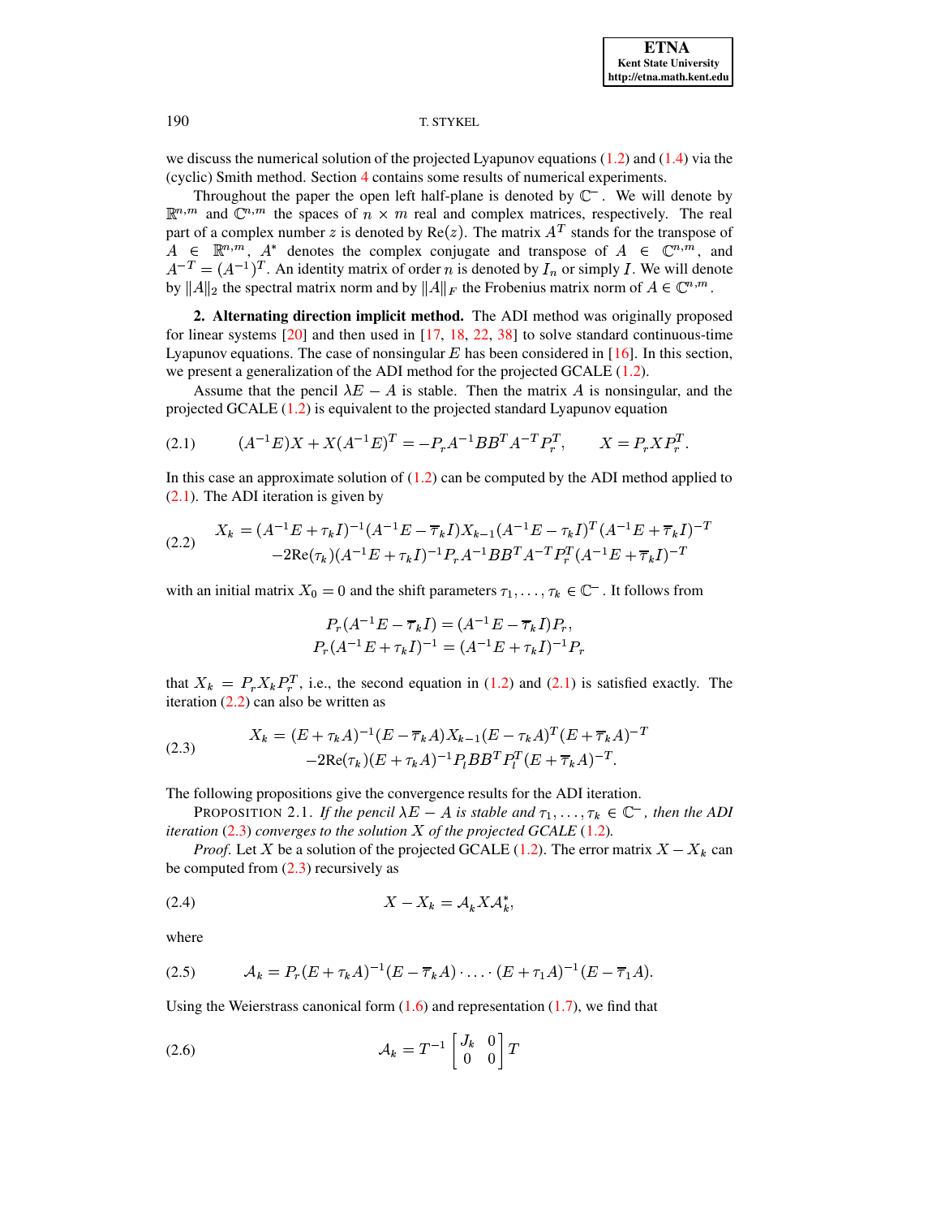we discuss the numerical solution of the projected Lyapunov equations (1.2) and (1.4) via the (cyclic) Smith method. Section 4 contains some results of numerical experiments.

Throughout the paper the open left half-plane is denoted by $\mathbb{C}^-$. We will denote by $\mathbb{R}^{n,m}$ and $\mathbb{C}^{n,m}$ the spaces of $n \times m$ real and complex matrices, respectively. The real part of a complex number $z$ is denoted by $\mathrm{Re}(z)$. The matrix $A^T$ stands for the transpose of $A \in \mathbb{R}^{n,m}$, $A^*$ denotes the complex conjugate and transpose of $A \in \mathbb{C}^{n,m}$, and $A^{-T} = (A^{-1})^T$. An identity matrix of order $n$ is denoted by $I_n$ or simply $I$. We will denote by $\|A\|_2$ the spectral matrix norm and by $\|A\|_F$ the Frobenius matrix norm of $A \in \mathbb{C}^{n,m}$.

## 2. Alternating direction implicit method.

The ADI method was originally proposed for linear systems [20] and then used in [17, 18, 22, 38] to solve standard continuous-time Lyapunov equations. The case of nonsingular $E$ has been considered in [16]. In this section, we present a generalization of the ADI method for the projected GCALE (1.2).

Assume that the pencil $\lambda E - A$ is stable. Then the matrix $A$ is nonsingular, and the projected GCALE (1.2) is equivalent to the projected standard Lyapunov equation

$$(A^{-1}E)X + X(A^{-1}E)^T = -P_r A^{-1}BB^T A^{-T} P_r^T, \qquad X = P_r X P_r^T. \tag{2.1}$$

In this case an approximate solution of (1.2) can be computed by the ADI method applied to (2.1). The ADI iteration is given by

$$\begin{aligned} X_k &= (A^{-1}E + \tau_k I)^{-1}(A^{-1}E - \overline{\tau}_k I)X_{k-1}(A^{-1}E - \tau_k I)^T(A^{-1}E + \overline{\tau}_k I)^{-T} \\ &\quad -2\mathrm{Re}(\tau_k)(A^{-1}E + \tau_k I)^{-1}P_r A^{-1}BB^T A^{-T} P_r^T (A^{-1}E + \overline{\tau}_k I)^{-T} \end{aligned} \tag{2.2}$$

with an initial matrix $X_0 = 0$ and the shift parameters $\tau_1, \ldots, \tau_k \in \mathbb{C}^-$. It follows from

$$\begin{aligned} P_r(A^{-1}E - \overline{\tau}_k I) &= (A^{-1}E - \overline{\tau}_k I)P_r, \\ P_r(A^{-1}E + \tau_k I)^{-1} &= (A^{-1}E + \tau_k I)^{-1}P_r \end{aligned}$$

that $X_k = P_r X_k P_r^T$, i.e., the second equation in (1.2) and (2.1) is satisfied exactly. The iteration (2.2) can also be written as

$$\begin{aligned} X_k &= (E + \tau_k A)^{-1}(E - \overline{\tau}_k A)X_{k-1}(E - \tau_k A)^T(E + \overline{\tau}_k A)^{-T} \\ &\quad -2\mathrm{Re}(\tau_k)(E + \tau_k A)^{-1}P_l BB^T P_l^T (E + \overline{\tau}_k A)^{-T}. \end{aligned} \tag{2.3}$$

The following propositions give the convergence results for the ADI iteration.

PROPOSITION 2.1. *If the pencil $\lambda E - A$ is stable and $\tau_1, \ldots, \tau_k \in \mathbb{C}^-$, then the ADI iteration (2.3) converges to the solution $X$ of the projected GCALE (1.2).*

*Proof*. Let $X$ be a solution of the projected GCALE (1.2). The error matrix $X - X_k$ can be computed from (2.3) recursively as

$$X - X_k = \mathcal{A}_k X \mathcal{A}_k^*, \tag{2.4}$$

where

$$\mathcal{A}_k = P_r(E + \tau_k A)^{-1}(E - \overline{\tau}_k A) \cdot \ldots \cdot (E + \tau_1 A)^{-1}(E - \overline{\tau}_1 A). \tag{2.5}$$

Using the Weierstrass canonical form (1.6) and representation (1.7), we find that

$$\mathcal{A}_k = T^{-1}\begin{bmatrix} J_k & 0 \\ 0 & 0 \end{bmatrix} T \tag{2.6}$$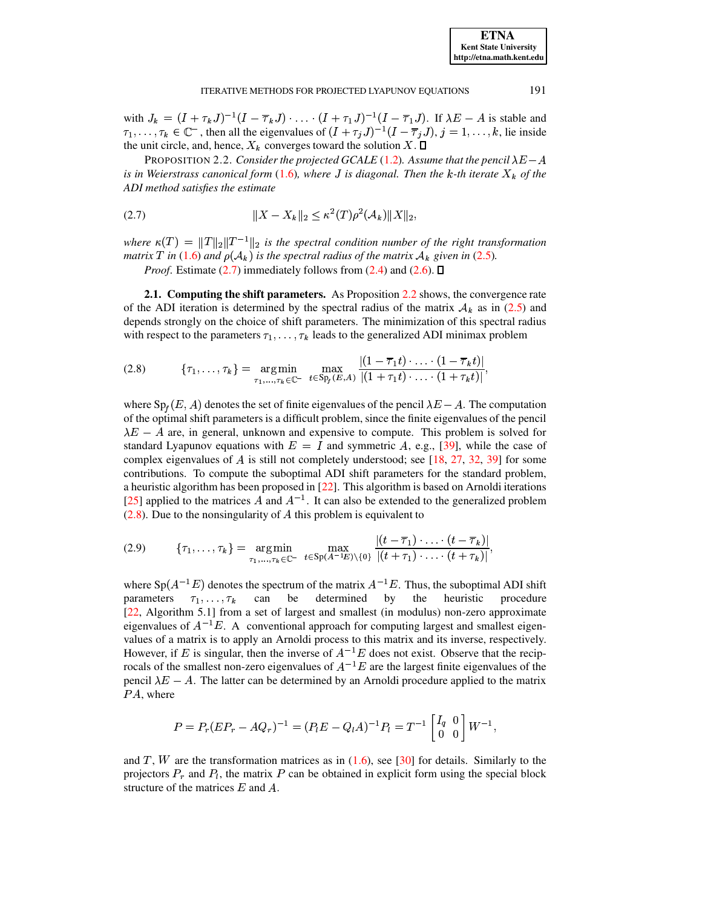with $J_k = (I + \tau_k J)^{-1}(I - \overline{\tau}_k J) \cdot \ldots \cdot (I + \tau_1 J)^{-1}(I - \overline{\tau}_1 J)$. If $\lambda E - A$ is stable and $\tau_1, \ldots, \tau_k \in \mathbb{C}^-$, then all the eigenvalues of $(I + \tau_j J)^{-1}(I - \overline{\tau}_j J)$, $j = 1, \ldots, k$, lie inside the unit circle, and, hence, $X_k$ converges toward the solution $X$. $\square$

PROPOSITION 2.2. *Consider the projected GCALE (1.2). Assume that the pencil $\lambda E - A$ is in Weierstrass canonical form (1.6), where $J$ is diagonal. Then the $k$-th iterate $X_k$ of the ADI method satisfies the estimate*

$$\|X - X_k\|_2 \leq \kappa^2(T)\rho^2(\mathcal{A}_k)\|X\|_2, \tag{2.7}$$

*where $\kappa(T) = \|T\|_2\|T^{-1}\|_2$ is the spectral condition number of the right transformation matrix $T$ in (1.6) and $\rho(\mathcal{A}_k)$ is the spectral radius of the matrix $\mathcal{A}_k$ given in (2.5).*

*Proof.* Estimate (2.7) immediately follows from (2.4) and (2.6). $\square$

**2.1. Computing the shift parameters.** As Proposition 2.2 shows, the convergence rate of the ADI iteration is determined by the spectral radius of the matrix $\mathcal{A}_k$ as in (2.5) and depends strongly on the choice of shift parameters. The minimization of this spectral radius with respect to the parameters $\tau_1, \ldots, \tau_k$ leads to the generalized ADI minimax problem

$$\{\tau_1, \ldots, \tau_k\} = \underset{\tau_1, \ldots, \tau_k \in \mathbb{C}^-}{\operatorname{arg\,min}} \; \max_{t \in \mathrm{Sp}_f(E, A)} \frac{|(1 - \overline{\tau}_1 t) \cdot \ldots \cdot (1 - \overline{\tau}_k t)|}{|(1 + \tau_1 t) \cdot \ldots \cdot (1 + \tau_k t)|}, \tag{2.8}$$

where $\mathrm{Sp}_f(E, A)$ denotes the set of finite eigenvalues of the pencil $\lambda E - A$. The computation of the optimal shift parameters is a difficult problem, since the finite eigenvalues of the pencil $\lambda E - A$ are, in general, unknown and expensive to compute. This problem is solved for standard Lyapunov equations with $E = I$ and symmetric $A$, e.g., [39], while the case of complex eigenvalues of $A$ is still not completely understood; see [18, 27, 32, 39] for some contributions. To compute the suboptimal ADI shift parameters for the standard problem, a heuristic algorithm has been proposed in [22]. This algorithm is based on Arnoldi iterations [25] applied to the matrices $A$ and $A^{-1}$. It can also be extended to the generalized problem (2.8). Due to the nonsingularity of $A$ this problem is equivalent to

$$\{\tau_1, \ldots, \tau_k\} = \underset{\tau_1, \ldots, \tau_k \in \mathbb{C}^-}{\operatorname{arg\,min}} \; \max_{t \in \mathrm{Sp}(A^{-1}E) \setminus \{0\}} \frac{|(t - \overline{\tau}_1) \cdot \ldots \cdot (t - \overline{\tau}_k)|}{|(t + \tau_1) \cdot \ldots \cdot (t + \tau_k)|}, \tag{2.9}$$

where $\mathrm{Sp}(A^{-1}E)$ denotes the spectrum of the matrix $A^{-1}E$. Thus, the suboptimal ADI shift parameters $\tau_1, \ldots, \tau_k$ can be determined by the heuristic procedure [22, Algorithm 5.1] from a set of largest and smallest (in modulus) non-zero approximate eigenvalues of $A^{-1}E$. A conventional approach for computing largest and smallest eigenvalues of a matrix is to apply an Arnoldi process to this matrix and its inverse, respectively. However, if $E$ is singular, then the inverse of $A^{-1}E$ does not exist. Observe that the reciprocals of the smallest non-zero eigenvalues of $A^{-1}E$ are the largest finite eigenvalues of the pencil $\lambda E - A$. The latter can be determined by an Arnoldi procedure applied to the matrix $PA$, where

$$P = P_r(EP_r - AQ_r)^{-1} = (P_l E - Q_l A)^{-1} P_l = T^{-1} \begin{bmatrix} I_q & 0 \\ 0 & 0 \end{bmatrix} W^{-1},$$

and $T$, $W$ are the transformation matrices as in (1.6), see [30] for details. Similarly to the projectors $P_r$ and $P_l$, the matrix $P$ can be obtained in explicit form using the special block structure of the matrices $E$ and $A$.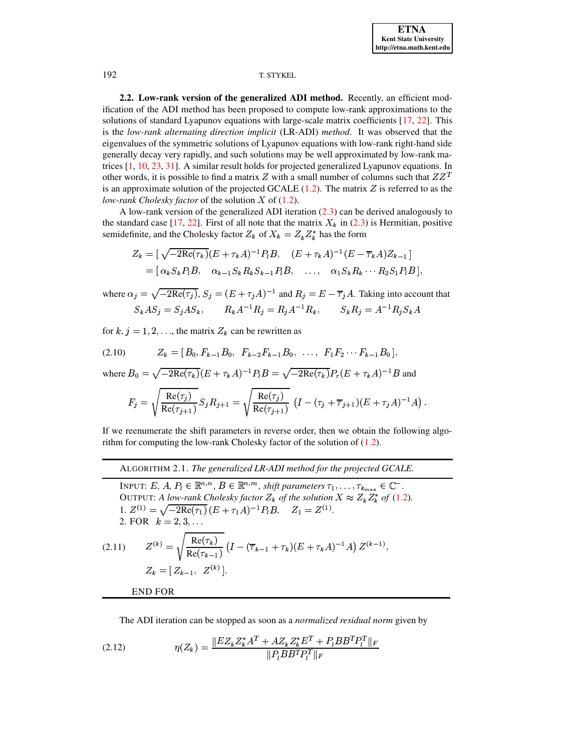**2.2. Low-rank version of the generalized ADI method.** Recently, an efficient modification of the ADI method has been proposed to compute low-rank approximations to the solutions of standard Lyapunov equations with large-scale matrix coefficients [17, 22]. This is the *low-rank alternating direction implicit* (LR-ADI) *method*. It was observed that the eigenvalues of the symmetric solutions of Lyapunov equations with low-rank right-hand side generally decay very rapidly, and such solutions may be well approximated by low-rank matrices [1, 10, 23, 31]. A similar result holds for projected generalized Lyapunov equations. In other words, it is possible to find a matrix $Z$ with a small number of columns such that $ZZ^T$ is an approximate solution of the projected GCALE (1.2). The matrix $Z$ is referred to as the *low-rank Cholesky factor* of the solution $X$ of (1.2).

A low-rank version of the generalized ADI iteration (2.3) can be derived analogously to the standard case [17, 22]. First of all note that the matrix $X_k$ in (2.3) is Hermitian, positive semidefinite, and the Cholesky factor $Z_k$ of $X_k = Z_k Z_k^*$ has the form

$$
\begin{aligned}
Z_k &= [\,\sqrt{-2\mathrm{Re}(\tau_k)}(E+\tau_k A)^{-1}P_l B, \quad (E+\tau_k A)^{-1}(E-\overline{\tau}_k A)Z_{k-1}\,] \\
&= [\,\alpha_k S_k P_l B, \quad \alpha_{k-1} S_k R_k S_{k-1} P_l B, \quad \ldots, \quad \alpha_1 S_k R_k \cdots R_2 S_1 P_l B\,],
\end{aligned}
$$

where $\alpha_j = \sqrt{-2\mathrm{Re}(\tau_j)}$, $S_j = (E+\tau_j A)^{-1}$ and $R_j = E - \overline{\tau}_j A$. Taking into account that

$$
S_k A S_j = S_j A S_k, \qquad R_k A^{-1} R_j = R_j A^{-1} R_k, \qquad S_k R_j = A^{-1} R_j S_k A
$$

for $k, j = 1, 2, \ldots$, the matrix $Z_k$ can be rewritten as

$$
Z_k = [\,B_0, F_{k-1}B_0, \;\; F_{k-2}F_{k-1}B_0, \;\; \ldots, \;\; F_1 F_2 \cdots F_{k-1} B_0\,], \tag{2.10}
$$

where $B_0 = \sqrt{-2\mathrm{Re}(\tau_k)}(E+\tau_k A)^{-1}P_l B = \sqrt{-2\mathrm{Re}(\tau_k)}P_r(E+\tau_k A)^{-1}B$ and

$$
F_j = \sqrt{\frac{\mathrm{Re}(\tau_j)}{\mathrm{Re}(\tau_{j+1})}}\, S_j R_{j+1} = \sqrt{\frac{\mathrm{Re}(\tau_j)}{\mathrm{Re}(\tau_{j+1})}}\; \left(I - (\tau_j + \overline{\tau}_{j+1})(E+\tau_j A)^{-1}A\right).
$$

If we reenumerate the shift parameters in reverse order, then we obtain the following algorithm for computing the low-rank Cholesky factor of the solution of (1.2).

---

ALGORITHM 2.1. *The generalized LR-ADI method for the projected GCALE.*

---

INPUT: $E$, $A$, $P_l \in \mathbb{R}^{n,n}$, $B \in \mathbb{R}^{n,m}$, *shift parameters* $\tau_1, \ldots, \tau_{k_{\max}} \in \mathbb{C}^-$.
OUTPUT: *A low-rank Cholesky factor* $Z_k$ *of the solution* $X \approx Z_k Z_k^*$ *of* (1.2).
1. $Z^{(1)} = \sqrt{-2\mathrm{Re}(\tau_1)}\,(E+\tau_1 A)^{-1}P_l B, \quad Z_1 = Z^{(1)}$.
2. FOR $k = 2, 3, \ldots$

$$
Z^{(k)} = \sqrt{\frac{\mathrm{Re}(\tau_k)}{\mathrm{Re}(\tau_{k-1})}}\,\left(I - (\overline{\tau}_{k-1} + \tau_k)(E+\tau_k A)^{-1}A\right) Z^{(k-1)}, \tag{2.11}
$$

$$
Z_k = [\,Z_{k-1}, \;\; Z^{(k)}\,].
$$

END FOR

---

The ADI iteration can be stopped as soon as a *normalized residual norm* given by

$$
\eta(Z_k) = \frac{\|E Z_k Z_k^* A^T + A Z_k Z_k^* E^T + P_l B B^T P_l^T\|_F}{\|P_l B B^T P_l^T\|_F} \tag{2.12}
$$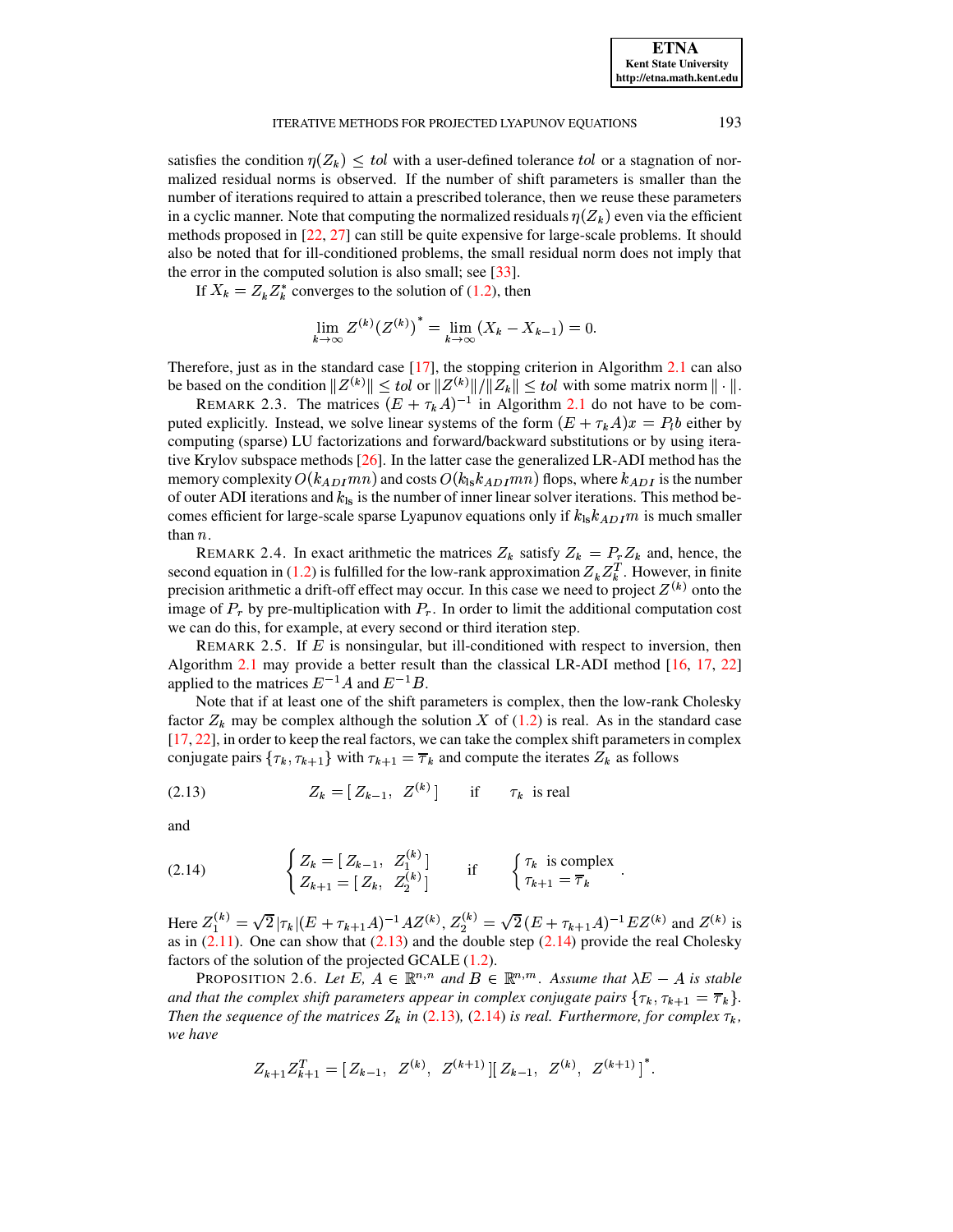satisfies the condition $\eta(Z_k) \leq tol$ with a user-defined tolerance $tol$ or a stagnation of normalized residual norms is observed. If the number of shift parameters is smaller than the number of iterations required to attain a prescribed tolerance, then we reuse these parameters in a cyclic manner. Note that computing the normalized residuals $\eta(Z_k)$ even via the efficient methods proposed in [22, 27] can still be quite expensive for large-scale problems. It should also be noted that for ill-conditioned problems, the small residual norm does not imply that the error in the computed solution is also small; see [33].

If $X_k = Z_k Z_k^*$ converges to the solution of (1.2), then

$$\lim_{k\to\infty} Z^{(k)}(Z^{(k)})^* = \lim_{k\to\infty}(X_k - X_{k-1}) = 0.$$

Therefore, just as in the standard case [17], the stopping criterion in Algorithm 2.1 can also be based on the condition $\|Z^{(k)}\| \leq tol$ or $\|Z^{(k)}\|/\|Z_k\| \leq tol$ with some matrix norm $\|\cdot\|$.

REMARK 2.3. The matrices $(E + \tau_k A)^{-1}$ in Algorithm 2.1 do not have to be computed explicitly. Instead, we solve linear systems of the form $(E + \tau_k A)x = P_l b$ either by computing (sparse) LU factorizations and forward/backward substitutions or by using iterative Krylov subspace methods [26]. In the latter case the generalized LR-ADI method has the memory complexity $O(k_{ADI}mn)$ and costs $O(k_{\text{ls}}k_{ADI}mn)$ flops, where $k_{ADI}$ is the number of outer ADI iterations and $k_{\text{ls}}$ is the number of inner linear solver iterations. This method becomes efficient for large-scale sparse Lyapunov equations only if $k_{\text{ls}}k_{ADI}m$ is much smaller than $n$.

REMARK 2.4. In exact arithmetic the matrices $Z_k$ satisfy $Z_k = P_r Z_k$ and, hence, the second equation in (1.2) is fulfilled for the low-rank approximation $Z_k Z_k^T$. However, in finite precision arithmetic a drift-off effect may occur. In this case we need to project $Z^{(k)}$ onto the image of $P_r$ by pre-multiplication with $P_r$. In order to limit the additional computation cost we can do this, for example, at every second or third iteration step.

REMARK 2.5. If $E$ is nonsingular, but ill-conditioned with respect to inversion, then Algorithm 2.1 may provide a better result than the classical LR-ADI method [16, 17, 22] applied to the matrices $E^{-1}A$ and $E^{-1}B$.

Note that if at least one of the shift parameters is complex, then the low-rank Cholesky factor $Z_k$ may be complex although the solution $X$ of (1.2) is real. As in the standard case [17, 22], in order to keep the real factors, we can take the complex shift parameters in complex conjugate pairs $\{\tau_k, \tau_{k+1}\}$ with $\tau_{k+1} = \overline{\tau}_k$ and compute the iterates $Z_k$ as follows

$$Z_k = [\, Z_{k-1}, \;\; Z^{(k)} \,] \qquad \text{if} \qquad \tau_k \;\; \text{is real} \tag{2.13}$$

and

$$\begin{cases} Z_k = [\, Z_{k-1}, \;\; Z_1^{(k)} \,] \\ Z_{k+1} = [\, Z_k, \;\; Z_2^{(k)} \,] \end{cases} \qquad \text{if} \qquad \begin{cases} \tau_k \;\; \text{is complex} \\ \tau_{k+1} = \overline{\tau}_k \end{cases}. \tag{2.14}$$

Here $Z_1^{(k)} = \sqrt{2}\,|\tau_k|(E + \tau_{k+1}A)^{-1}AZ^{(k)}$, $Z_2^{(k)} = \sqrt{2}\,(E + \tau_{k+1}A)^{-1}EZ^{(k)}$ and $Z^{(k)}$ is as in (2.11). One can show that (2.13) and the double step (2.14) provide the real Cholesky factors of the solution of the projected GCALE (1.2).

PROPOSITION 2.6. *Let $E$, $A \in \mathbb{R}^{n,n}$ and $B \in \mathbb{R}^{n,m}$. Assume that $\lambda E - A$ is stable and that the complex shift parameters appear in complex conjugate pairs $\{\tau_k, \tau_{k+1} = \overline{\tau}_k\}$. Then the sequence of the matrices $Z_k$ in (2.13), (2.14) is real. Furthermore, for complex $\tau_k$, we have*

$$Z_{k+1}Z_{k+1}^T = [\, Z_{k-1}, \;\; Z^{(k)}, \;\; Z^{(k+1)} \,][\, Z_{k-1}, \;\; Z^{(k)}, \;\; Z^{(k+1)} \,]^*.$$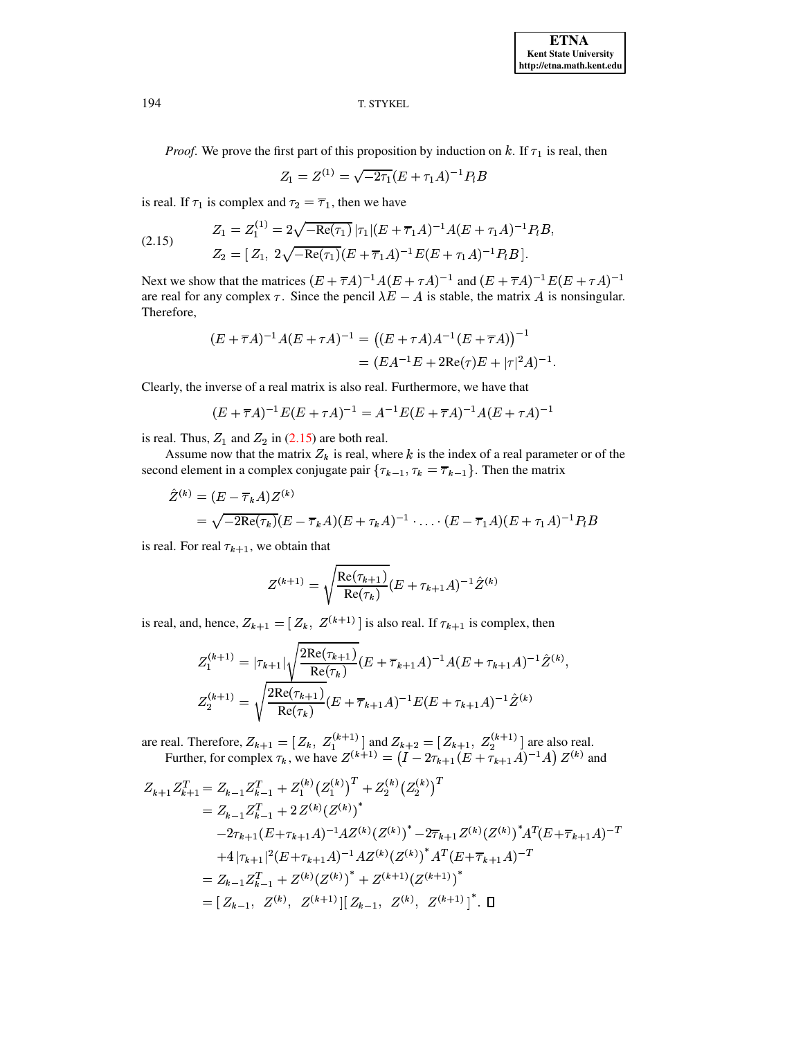*Proof*. We prove the first part of this proposition by induction on $k$. If $\tau_1$ is real, then

$$Z_1 = Z^{(1)} = \sqrt{-2\tau_1}(E+\tau_1 A)^{-1}P_l B$$

is real. If $\tau_1$ is complex and $\tau_2 = \overline{\tau}_1$, then we have

$$\begin{aligned} Z_1 &= Z_1^{(1)} = 2\sqrt{-\mathrm{Re}(\tau_1)}\,|\tau_1|(E+\overline{\tau}_1 A)^{-1}A(E+\tau_1 A)^{-1}P_l B, \\ Z_2 &= [\, Z_1,\ 2\sqrt{-\mathrm{Re}(\tau_1)}(E+\overline{\tau}_1 A)^{-1}E(E+\tau_1 A)^{-1}P_l B\,]. \end{aligned} \tag{2.15}$$

Next we show that the matrices $(E+\overline{\tau}A)^{-1}A(E+\tau A)^{-1}$ and $(E+\overline{\tau}A)^{-1}E(E+\tau A)^{-1}$ are real for any complex $\tau$. Since the pencil $\lambda E - A$ is stable, the matrix $A$ is nonsingular. Therefore,

$$\begin{aligned} (E+\overline{\tau}A)^{-1}A(E+\tau A)^{-1} &= \big((E+\tau A)A^{-1}(E+\overline{\tau}A)\big)^{-1} \\ &= (EA^{-1}E + 2\mathrm{Re}(\tau)E + |\tau|^2 A)^{-1}. \end{aligned}$$

Clearly, the inverse of a real matrix is also real. Furthermore, we have that

$$(E+\overline{\tau}A)^{-1}E(E+\tau A)^{-1} = A^{-1}E(E+\overline{\tau}A)^{-1}A(E+\tau A)^{-1}$$

is real. Thus, $Z_1$ and $Z_2$ in (2.15) are both real.

Assume now that the matrix $Z_k$ is real, where $k$ is the index of a real parameter or of the second element in a complex conjugate pair $\{\tau_{k-1}, \tau_k = \overline{\tau}_{k-1}\}$. Then the matrix

$$\begin{aligned} \hat{Z}^{(k)} &= (E-\overline{\tau}_k A)Z^{(k)} \\ &= \sqrt{-2\mathrm{Re}(\tau_k)}(E-\overline{\tau}_k A)(E+\tau_k A)^{-1}\cdot\ldots\cdot(E-\overline{\tau}_1 A)(E+\tau_1 A)^{-1}P_l B \end{aligned}$$

is real. For real $\tau_{k+1}$, we obtain that

$$Z^{(k+1)} = \sqrt{\frac{\mathrm{Re}(\tau_{k+1})}{\mathrm{Re}(\tau_k)}}(E+\tau_{k+1}A)^{-1}\hat{Z}^{(k)}$$

is real, and, hence, $Z_{k+1} = [\, Z_k,\ Z^{(k+1)}\,]$ is also real. If $\tau_{k+1}$ is complex, then

$$\begin{aligned} Z_1^{(k+1)} &= |\tau_{k+1}|\sqrt{\frac{2\mathrm{Re}(\tau_{k+1})}{\mathrm{Re}(\tau_k)}}(E+\overline{\tau}_{k+1}A)^{-1}A(E+\tau_{k+1}A)^{-1}\hat{Z}^{(k)}, \\ Z_2^{(k+1)} &= \sqrt{\frac{2\mathrm{Re}(\tau_{k+1})}{\mathrm{Re}(\tau_k)}}(E+\overline{\tau}_{k+1}A)^{-1}E(E+\tau_{k+1}A)^{-1}\hat{Z}^{(k)} \end{aligned}$$

are real. Therefore, $Z_{k+1} = [\, Z_k,\ Z_1^{(k+1)}\,]$ and $Z_{k+2} = [\, Z_{k+1},\ Z_2^{(k+1)}\,]$ are also real.

Further, for complex $\tau_k$, we have $Z^{(k+1)} = \big(I - 2\tau_{k+1}(E+\tau_{k+1}A)^{-1}A\big)\,Z^{(k)}$ and

$$\begin{aligned} Z_{k+1}Z_{k+1}^T &= Z_{k-1}Z_{k-1}^T + Z_1^{(k)}\big(Z_1^{(k)}\big)^T + Z_2^{(k)}\big(Z_2^{(k)}\big)^T \\ &= Z_{k-1}Z_{k-1}^T + 2\,Z^{(k)}\big(Z^{(k)}\big)^* \\ &\quad -2\tau_{k+1}(E+\tau_{k+1}A)^{-1}AZ^{(k)}\big(Z^{(k)}\big)^* - 2\overline{\tau}_{k+1}Z^{(k)}\big(Z^{(k)}\big)^* A^T(E+\overline{\tau}_{k+1}A)^{-T} \\ &\quad +4\,|\tau_{k+1}|^2(E+\tau_{k+1}A)^{-1}AZ^{(k)}\big(Z^{(k)}\big)^* A^T(E+\overline{\tau}_{k+1}A)^{-T} \\ &= Z_{k-1}Z_{k-1}^T + Z^{(k)}\big(Z^{(k)}\big)^* + Z^{(k+1)}\big(Z^{(k+1)}\big)^* \\ &= [\, Z_{k-1},\ \ Z^{(k)},\ \ Z^{(k+1)}\,][\, Z_{k-1},\ \ Z^{(k)},\ \ Z^{(k+1)}\,]^*. \quad \square \end{aligned}$$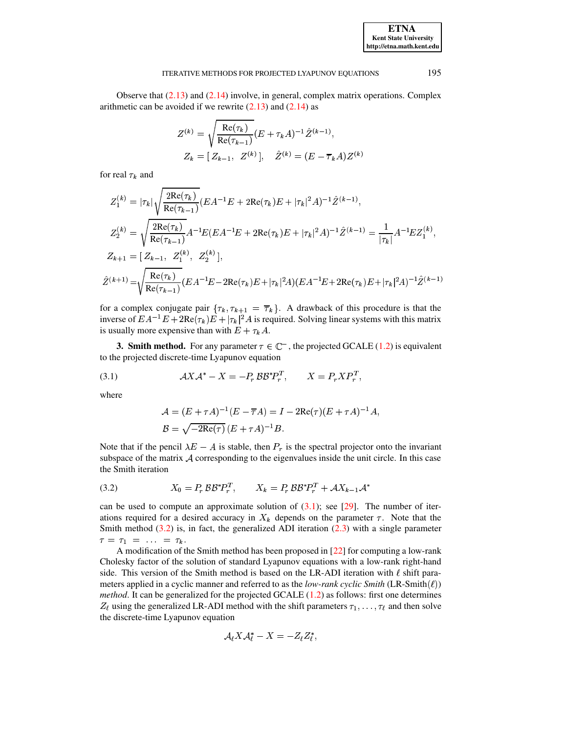Observe that (2.13) and (2.14) involve, in general, complex matrix operations. Complex arithmetic can be avoided if we rewrite (2.13) and (2.14) as

$$
\begin{aligned}
Z^{(k)} &= \sqrt{\frac{\mathrm{Re}(\tau_k)}{\mathrm{Re}(\tau_{k-1})}}(E+\tau_k A)^{-1}\hat{Z}^{(k-1)},\\
Z_k &= [\, Z_{k-1},\ \ Z^{(k)}\,], \quad \hat{Z}^{(k)} = (E-\overline{\tau}_k A)Z^{(k)}
\end{aligned}
$$

for real $\tau_k$ and

$$
\begin{aligned}
Z_1^{(k)} &= |\tau_k|\sqrt{\frac{2\mathrm{Re}(\tau_k)}{\mathrm{Re}(\tau_{k-1})}}(EA^{-1}E+2\mathrm{Re}(\tau_k)E+|\tau_k|^2 A)^{-1}\hat{Z}^{(k-1)},\\
Z_2^{(k)} &= \sqrt{\frac{2\mathrm{Re}(\tau_k)}{\mathrm{Re}(\tau_{k-1})}}A^{-1}E(EA^{-1}E+2\mathrm{Re}(\tau_k)E+|\tau_k|^2 A)^{-1}\hat{Z}^{(k-1)} = \frac{1}{|\tau_k|}A^{-1}EZ_1^{(k)},\\
Z_{k+1} &= [\, Z_{k-1},\ \ Z_1^{(k)},\ \ Z_2^{(k)}\,],\\
\hat{Z}^{(k+1)} &= \sqrt{\frac{\mathrm{Re}(\tau_k)}{\mathrm{Re}(\tau_{k-1})}}(EA^{-1}E-2\mathrm{Re}(\tau_k)E+|\tau_k|^2A)(EA^{-1}E+2\mathrm{Re}(\tau_k)E+|\tau_k|^2A)^{-1}\hat{Z}^{(k-1)}
\end{aligned}
$$

for a complex conjugate pair $\{\tau_k, \tau_{k+1} = \overline{\tau}_k\}$. A drawback of this procedure is that the inverse of $EA^{-1}E+2\mathrm{Re}(\tau_k)E+|\tau_k|^2 A$ is required. Solving linear systems with this matrix is usually more expensive than with $E+\tau_k A$.

**3. Smith method.** For any parameter $\tau \in \mathbb{C}^-$, the projected GCALE (1.2) is equivalent to the projected discrete-time Lyapunov equation

$$
\mathcal{A}X\mathcal{A}^* - X = -P_r\,\mathcal{B}\mathcal{B}^* P_r^T, \qquad X = P_r X P_r^T, \tag{3.1}
$$

where

$$
\begin{aligned}
\mathcal{A} &= (E+\tau A)^{-1}(E-\overline{\tau}A) = I - 2\mathrm{Re}(\tau)(E+\tau A)^{-1}A,\\
\mathcal{B} &= \sqrt{-2\mathrm{Re}(\tau)}\,(E+\tau A)^{-1}B.
\end{aligned}
$$

Note that if the pencil $\lambda E - A$ is stable, then $P_r$ is the spectral projector onto the invariant subspace of the matrix $\mathcal{A}$ corresponding to the eigenvalues inside the unit circle. In this case the Smith iteration

$$
X_0 = P_r\,\mathcal{B}\mathcal{B}^* P_r^T, \qquad X_k = P_r\,\mathcal{B}\mathcal{B}^* P_r^T + \mathcal{A}X_{k-1}\mathcal{A}^* \tag{3.2}
$$

can be used to compute an approximate solution of (3.1); see [29]. The number of iterations required for a desired accuracy in $X_k$ depends on the parameter $\tau$. Note that the Smith method (3.2) is, in fact, the generalized ADI iteration (2.3) with a single parameter $\tau = \tau_1 = \ldots = \tau_k$.

A modification of the Smith method has been proposed in [22] for computing a low-rank Cholesky factor of the solution of standard Lyapunov equations with a low-rank right-hand side. This version of the Smith method is based on the LR-ADI iteration with $\ell$ shift parameters applied in a cyclic manner and referred to as the *low-rank cyclic Smith* (LR-Smith($\ell$)) *method*. It can be generalized for the projected GCALE (1.2) as follows: first one determines $Z_\ell$ using the generalized LR-ADI method with the shift parameters $\tau_1, \ldots, \tau_\ell$ and then solve the discrete-time Lyapunov equation

$$
\mathcal{A}_\ell X \mathcal{A}_\ell^* - X = -Z_\ell Z_\ell^*,
$$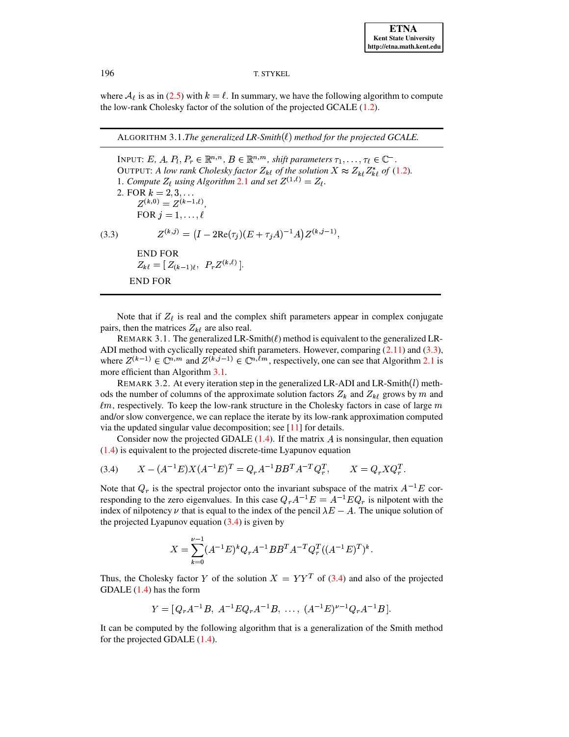where $\mathcal{A}_\ell$ is as in (2.5) with $k = \ell$. In summary, we have the following algorithm to compute the low-rank Cholesky factor of the solution of the projected GCALE (1.2).

---

ALGORITHM 3.1. *The generalized LR-Smith($\ell$) method for the projected GCALE.*

---

INPUT: $E$, $A$, $P_l, P_r \in \mathbb{R}^{n,n}$, $B \in \mathbb{R}^{n,m}$, *shift parameters* $\tau_1, \ldots, \tau_\ell \in \mathbb{C}^-$.
OUTPUT: *A low rank Cholesky factor* $Z_{k\ell}$ *of the solution* $X \approx Z_{k\ell} Z_{k\ell}^*$ *of* (1.2).
1. *Compute* $Z_\ell$ *using Algorithm* 2.1 *and set* $Z^{(1,\ell)} = Z_\ell$.
2. FOR $k = 2, 3, \ldots$
 $Z^{(k,0)} = Z^{(k-1,\ell)}$,
 FOR $j = 1, \ldots, \ell$

$$Z^{(k,j)} = \big(I - 2\mathrm{Re}(\tau_j)(E + \tau_j A)^{-1} A\big) Z^{(k,j-1)}, \tag{3.3}$$

 END FOR
 $Z_{k\ell} = [\, Z_{(k-1)\ell},\;\; P_r Z^{(k,\ell)} \,]$.
END FOR

---

Note that if $Z_\ell$ is real and the complex shift parameters appear in complex conjugate pairs, then the matrices $Z_{k\ell}$ are also real.

REMARK 3.1. The generalized LR-Smith($\ell$) method is equivalent to the generalized LR-ADI method with cyclically repeated shift parameters. However, comparing (2.11) and (3.3), where $Z^{(k-1)} \in \mathbb{C}^{n,m}$ and $Z^{(k,j-1)} \in \mathbb{C}^{n,\ell m}$, respectively, one can see that Algorithm 2.1 is more efficient than Algorithm 3.1.

REMARK 3.2. At every iteration step in the generalized LR-ADI and LR-Smith($l$) methods the number of columns of the approximate solution factors $Z_k$ and $Z_{k\ell}$ grows by $m$ and $\ell m$, respectively. To keep the low-rank structure in the Cholesky factors in case of large $m$ and/or slow convergence, we can replace the iterate by its low-rank approximation computed via the updated singular value decomposition; see [11] for details.

Consider now the projected GDALE (1.4). If the matrix $A$ is nonsingular, then equation (1.4) is equivalent to the projected discrete-time Lyapunov equation

$$X - (A^{-1}E)X(A^{-1}E)^T = Q_r A^{-1} B B^T A^{-T} Q_r^T, \qquad X = Q_r X Q_r^T. \tag{3.4}$$

Note that $Q_r$ is the spectral projector onto the invariant subspace of the matrix $A^{-1}E$ corresponding to the zero eigenvalues. In this case $Q_r A^{-1} E = A^{-1} E Q_r$ is nilpotent with the index of nilpotency $\nu$ that is equal to the index of the pencil $\lambda E - A$. The unique solution of the projected Lyapunov equation (3.4) is given by

$$X = \sum_{k=0}^{\nu-1} (A^{-1}E)^k Q_r A^{-1} B B^T A^{-T} Q_r^T ((A^{-1}E)^T)^k.$$

Thus, the Cholesky factor $Y$ of the solution $X = YY^T$ of (3.4) and also of the projected GDALE (1.4) has the form

$$Y = [Q_r A^{-1} B,\; A^{-1} E Q_r A^{-1} B,\; \ldots,\; (A^{-1}E)^{\nu-1} Q_r A^{-1} B].$$

It can be computed by the following algorithm that is a generalization of the Smith method for the projected GDALE (1.4).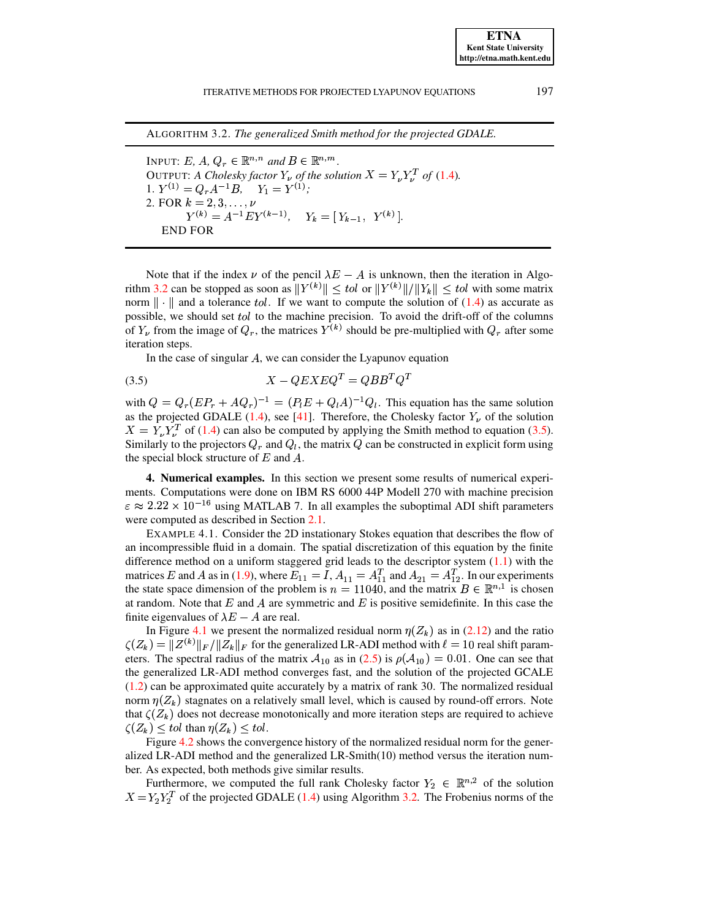ALGORITHM 3.2. *The generalized Smith method for the projected GDALE.*

INPUT: $E$, $A$, $Q_r \in \mathbb{R}^{n,n}$ and $B \in \mathbb{R}^{n,m}$.
OUTPUT: *A Cholesky factor $Y_\nu$ of the solution $X = Y_\nu Y_\nu^T$ of (1.4).*
1. $Y^{(1)} = Q_r A^{-1} B, \quad Y_1 = Y^{(1)}$;
2. FOR $k = 2, 3, \ldots, \nu$
$$Y^{(k)} = A^{-1} E Y^{(k-1)}, \quad Y_k = [\, Y_{k-1}, \;\; Y^{(k)}\,].$$
END FOR

Note that if the index $\nu$ of the pencil $\lambda E - A$ is unknown, then the iteration in Algorithm 3.2 can be stopped as soon as $\|Y^{(k)}\| \le tol$ or $\|Y^{(k)}\|/\|Y_k\| \le tol$ with some matrix norm $\|\cdot\|$ and a tolerance $tol$. If we want to compute the solution of (1.4) as accurate as possible, we should set $tol$ to the machine precision. To avoid the drift-off of the columns of $Y_\nu$ from the image of $Q_r$, the matrices $Y^{(k)}$ should be pre-multiplied with $Q_r$ after some iteration steps.

In the case of singular $A$, we can consider the Lyapunov equation

$$X - QEXEQ^T = QBB^TQ^T \tag{3.5}$$

with $Q = Q_r(EP_r + AQ_r)^{-1} = (P_l E + Q_l A)^{-1} Q_l$. This equation has the same solution as the projected GDALE (1.4), see [41]. Therefore, the Cholesky factor $Y_\nu$ of the solution $X = Y_\nu Y_\nu^T$ of (1.4) can also be computed by applying the Smith method to equation (3.5). Similarly to the projectors $Q_r$ and $Q_l$, the matrix $Q$ can be constructed in explicit form using the special block structure of $E$ and $A$.

## 4. Numerical examples.

In this section we present some results of numerical experiments. Computations were done on IBM RS 6000 44P Modell 270 with machine precision $\varepsilon \approx 2.22 \times 10^{-16}$ using MATLAB 7. In all examples the suboptimal ADI shift parameters were computed as described in Section 2.1.

EXAMPLE 4.1. Consider the 2D instationary Stokes equation that describes the flow of an incompressible fluid in a domain. The spatial discretization of this equation by the finite difference method on a uniform staggered grid leads to the descriptor system (1.1) with the matrices $E$ and $A$ as in (1.9), where $E_{11} = I$, $A_{11} = A_{11}^T$ and $A_{21} = A_{12}^T$. In our experiments the state space dimension of the problem is $n = 11040$, and the matrix $B \in \mathbb{R}^{n,1}$ is chosen at random. Note that $E$ and $A$ are symmetric and $E$ is positive semidefinite. In this case the finite eigenvalues of $\lambda E - A$ are real.

In Figure 4.1 we present the normalized residual norm $\eta(Z_k)$ as in (2.12) and the ratio $\zeta(Z_k) = \|Z^{(k)}\|_F / \|Z_k\|_F$ for the generalized LR-ADI method with $\ell = 10$ real shift parameters. The spectral radius of the matrix $\mathcal{A}_{10}$ as in (2.5) is $\rho(\mathcal{A}_{10}) = 0.01$. One can see that the generalized LR-ADI method converges fast, and the solution of the projected GCALE (1.2) can be approximated quite accurately by a matrix of rank 30. The normalized residual norm $\eta(Z_k)$ stagnates on a relatively small level, which is caused by round-off errors. Note that $\zeta(Z_k)$ does not decrease monotonically and more iteration steps are required to achieve $\zeta(Z_k) \le tol$ than $\eta(Z_k) \le tol$.

Figure 4.2 shows the convergence history of the normalized residual norm for the generalized LR-ADI method and the generalized LR-Smith(10) method versus the iteration number. As expected, both methods give similar results.

Furthermore, we computed the full rank Cholesky factor $Y_2 \in \mathbb{R}^{n,2}$ of the solution $X = Y_2 Y_2^T$ of the projected GDALE (1.4) using Algorithm 3.2. The Frobenius norms of the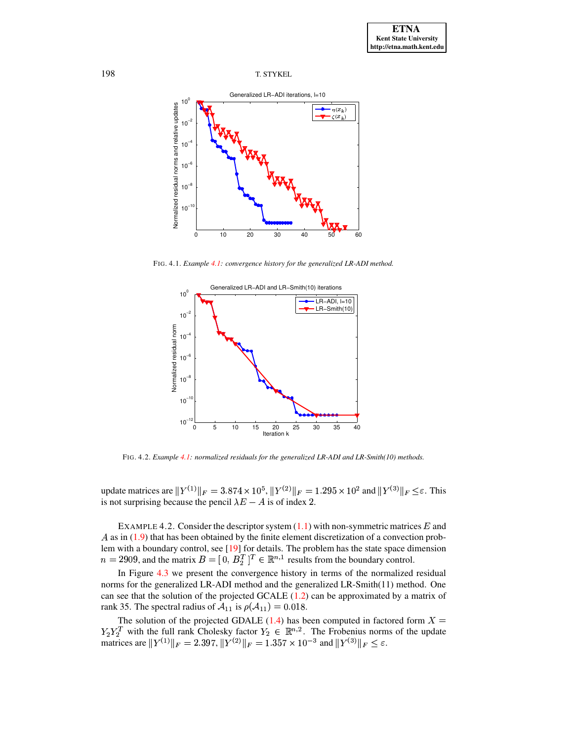FIG. 4.1. *Example 4.1: convergence history for the generalized LR-ADI method.*

FIG. 4.2. *Example 4.1: normalized residuals for the generalized LR-ADI and LR-Smith(10) methods.*

update matrices are $\|Y^{(1)}\|_F = 3.874 \times 10^5$, $\|Y^{(2)}\|_F = 1.295 \times 10^2$ and $\|Y^{(3)}\|_F \leq \varepsilon$. This is not surprising because the pencil $\lambda E - A$ is of index 2.

EXAMPLE 4.2. Consider the descriptor system (1.1) with non-symmetric matrices $E$ and $A$ as in (1.9) that has been obtained by the finite element discretization of a convection problem with a boundary control, see [19] for details. The problem has the state space dimension $n = 2909$, and the matrix $B = [\,0,\, B_2^T\,]^T \in \mathbb{R}^{n,1}$ results from the boundary control.

In Figure 4.3 we present the convergence history in terms of the normalized residual norms for the generalized LR-ADI method and the generalized LR-Smith(11) method. One can see that the solution of the projected GCALE (1.2) can be approximated by a matrix of rank 35. The spectral radius of $\mathcal{A}_{11}$ is $\rho(\mathcal{A}_{11}) = 0.018$.

The solution of the projected GDALE (1.4) has been computed in factored form $X = Y_2 Y_2^T$ with the full rank Cholesky factor $Y_2 \in \mathbb{R}^{n,2}$. The Frobenius norms of the update matrices are $\|Y^{(1)}\|_F = 2.397$, $\|Y^{(2)}\|_F = 1.357 \times 10^{-3}$ and $\|Y^{(3)}\|_F \leq \varepsilon$.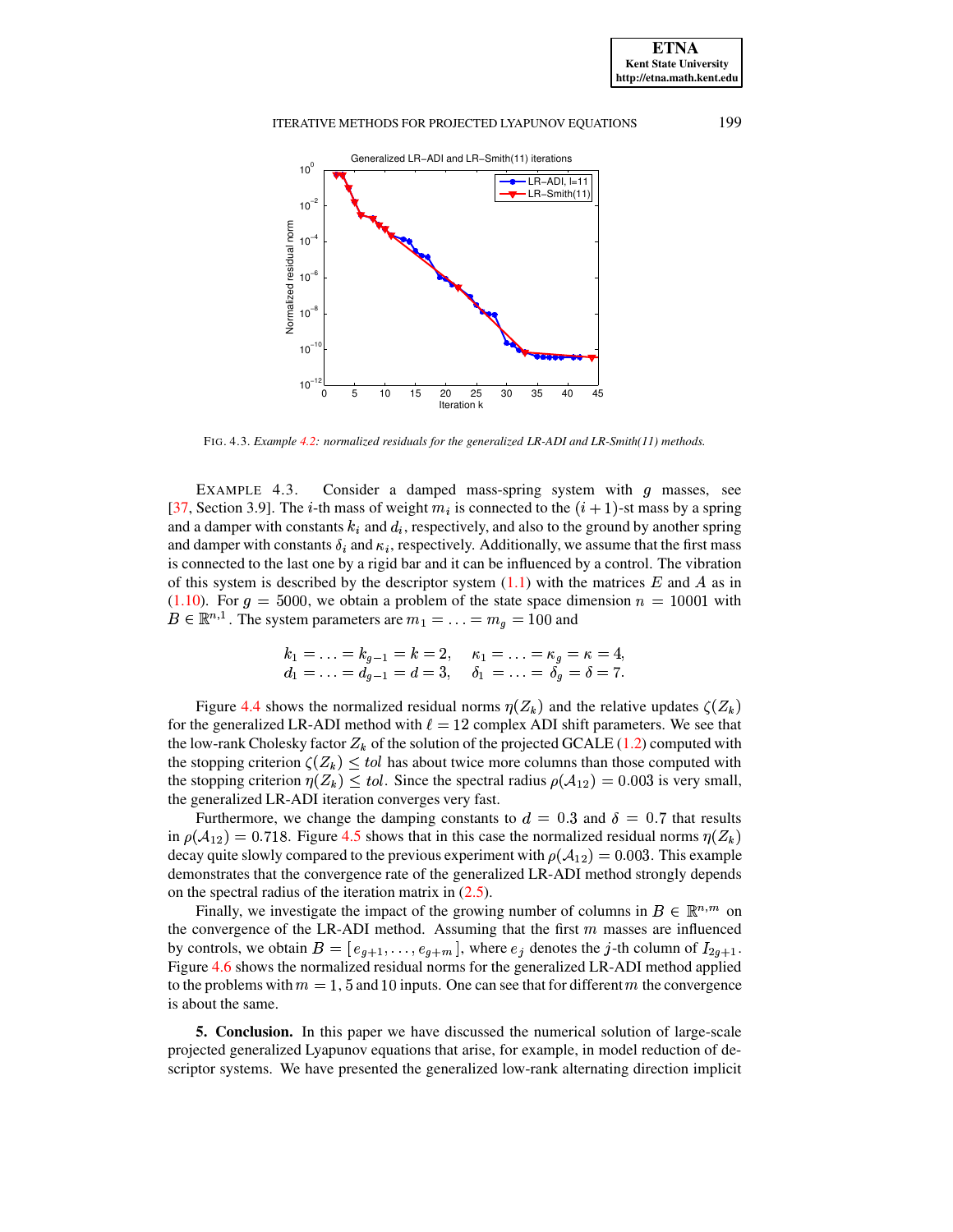FIG. 4.3. *Example 4.2: normalized residuals for the generalized LR-ADI and LR-Smith(11) methods.*

EXAMPLE 4.3. Consider a damped mass-spring system with $g$ masses, see [37, Section 3.9]. The $i$-th mass of weight $m_i$ is connected to the $(i+1)$-st mass by a spring and a damper with constants $k_i$ and $d_i$, respectively, and also to the ground by another spring and damper with constants $\delta_i$ and $\kappa_i$, respectively. Additionally, we assume that the first mass is connected to the last one by a rigid bar and it can be influenced by a control. The vibration of this system is described by the descriptor system (1.1) with the matrices $E$ and $A$ as in (1.10). For $g = 5000$, we obtain a problem of the state space dimension $n = 10001$ with $B \in \mathbb{R}^{n,1}$. The system parameters are $m_1 = \ldots = m_g = 100$ and

$$
\begin{aligned}
k_1 &= \ldots = k_{g-1} = k = 2, \quad & \kappa_1 &= \ldots = \kappa_g = \kappa = 4, \\
d_1 &= \ldots = d_{g-1} = d = 3, \quad & \delta_1 &= \ldots = \delta_g = \delta = 7.
\end{aligned}
$$

Figure 4.4 shows the normalized residual norms $\eta(Z_k)$ and the relative updates $\zeta(Z_k)$ for the generalized LR-ADI method with $\ell = 12$ complex ADI shift parameters. We see that the low-rank Cholesky factor $Z_k$ of the solution of the projected GCALE (1.2) computed with the stopping criterion $\zeta(Z_k) \leq tol$ has about twice more columns than those computed with the stopping criterion $\eta(Z_k) \leq tol$. Since the spectral radius $\rho(\mathcal{A}_{12}) = 0.003$ is very small, the generalized LR-ADI iteration converges very fast.

Furthermore, we change the damping constants to $d = 0.3$ and $\delta = 0.7$ that results in $\rho(\mathcal{A}_{12}) = 0.718$. Figure 4.5 shows that in this case the normalized residual norms $\eta(Z_k)$ decay quite slowly compared to the previous experiment with $\rho(\mathcal{A}_{12}) = 0.003$. This example demonstrates that the convergence rate of the generalized LR-ADI method strongly depends on the spectral radius of the iteration matrix in (2.5).

Finally, we investigate the impact of the growing number of columns in $B \in \mathbb{R}^{n,m}$ on the convergence of the LR-ADI method. Assuming that the first $m$ masses are influenced by controls, we obtain $B = [\,e_{g+1}, \ldots, e_{g+m}\,]$, where $e_j$ denotes the $j$-th column of $I_{2g+1}$. Figure 4.6 shows the normalized residual norms for the generalized LR-ADI method applied to the problems with $m = 1, 5$ and $10$ inputs. One can see that for different $m$ the convergence is about the same.

**5. Conclusion.** In this paper we have discussed the numerical solution of large-scale projected generalized Lyapunov equations that arise, for example, in model reduction of descriptor systems. We have presented the generalized low-rank alternating direction implicit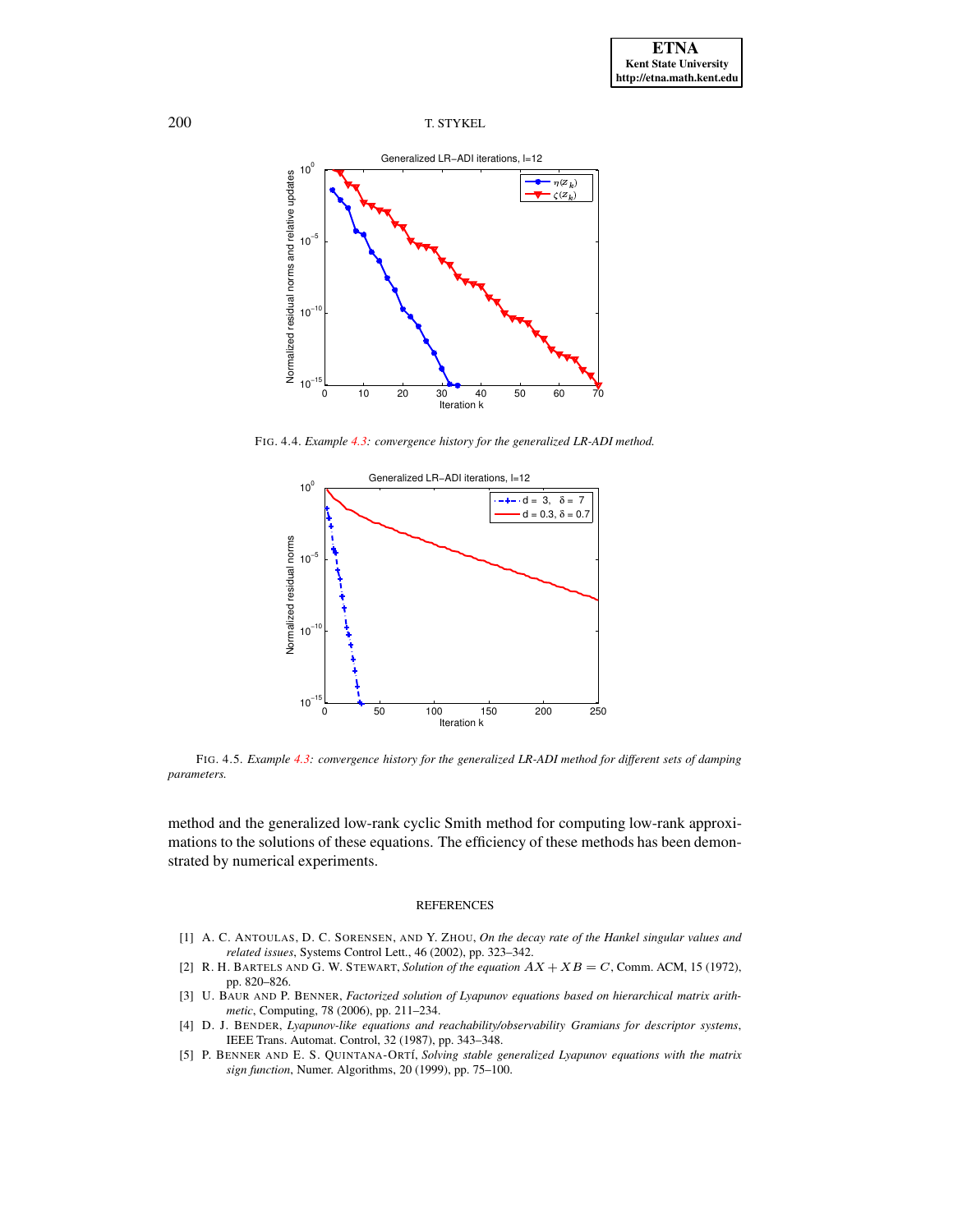FIG. 4.4. *Example 4.3: convergence history for the generalized LR-ADI method.*

FIG. 4.5. *Example 4.3: convergence history for the generalized LR-ADI method for different sets of damping parameters.*

method and the generalized low-rank cyclic Smith method for computing low-rank approximations to the solutions of these equations. The efficiency of these methods has been demonstrated by numerical experiments.

## REFERENCES

[1] A. C. ANTOULAS, D. C. SORENSEN, AND Y. ZHOU, *On the decay rate of the Hankel singular values and related issues*, Systems Control Lett., 46 (2002), pp. 323–342.

[2] R. H. BARTELS AND G. W. STEWART, *Solution of the equation $AX + XB = C$*, Comm. ACM, 15 (1972), pp. 820–826.

[3] U. BAUR AND P. BENNER, *Factorized solution of Lyapunov equations based on hierarchical matrix arithmetic*, Computing, 78 (2006), pp. 211–234.

[4] D. J. BENDER, *Lyapunov-like equations and reachability/observability Gramians for descriptor systems*, IEEE Trans. Automat. Control, 32 (1987), pp. 343–348.

[5] P. BENNER AND E. S. QUINTANA-ORTÍ, *Solving stable generalized Lyapunov equations with the matrix sign function*, Numer. Algorithms, 20 (1999), pp. 75–100.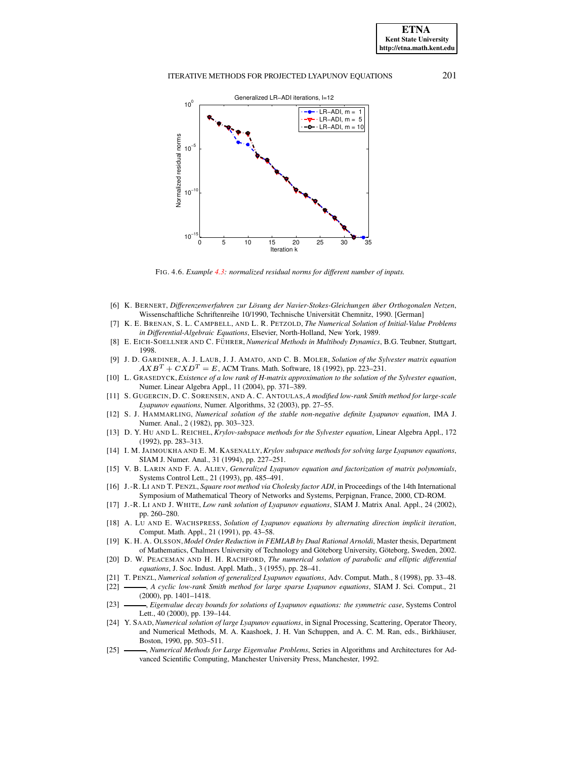FIG. 4.6. *Example 4.3: normalized residual norms for different number of inputs.*

[6] K. BERNERT, *Differenzenverfahren zur Lösung der Navier-Stokes-Gleichungen über Orthogonalen Netzen*, Wissenschaftliche Schriftenreihe 10/1990, Technische Universität Chemnitz, 1990. [German]

[7] K. E. BRENAN, S. L. CAMPBELL, AND L. R. PETZOLD, *The Numerical Solution of Initial-Value Problems in Differential-Algebraic Equations*, Elsevier, North-Holland, New York, 1989.

[8] E. EICH-SOELLNER AND C. FÜHRER, *Numerical Methods in Multibody Dynamics*, B.G. Teubner, Stuttgart, 1998.

[9] J. D. GARDINER, A. J. LAUB, J. J. AMATO, AND C. B. MOLER, *Solution of the Sylvester matrix equation* $AXB^T + CXD^T = E$, ACM Trans. Math. Software, 18 (1992), pp. 223–231.

[10] L. GRASEDYCK, *Existence of a low rank of H-matrix approximation to the solution of the Sylvester equation*, Numer. Linear Algebra Appl., 11 (2004), pp. 371–389.

[11] S. GUGERCIN, D. C. SORENSEN, AND A. C. ANTOULAS, *A modified low-rank Smith method for large-scale Lyapunov equations*, Numer. Algorithms, 32 (2003), pp. 27–55.

[12] S. J. HAMMARLING, *Numerical solution of the stable non-negative definite Lyapunov equation*, IMA J. Numer. Anal., 2 (1982), pp. 303–323.

[13] D. Y. HU AND L. REICHEL, *Krylov-subspace methods for the Sylvester equation*, Linear Algebra Appl., 172 (1992), pp. 283–313.

[14] I. M. JAIMOUKHA AND E. M. KASENALLY, *Krylov subspace methods for solving large Lyapunov equations*, SIAM J. Numer. Anal., 31 (1994), pp. 227–251.

[15] V. B. LARIN AND F. A. ALIEV, *Generalized Lyapunov equation and factorization of matrix polynomials*, Systems Control Lett., 21 (1993), pp. 485–491.

[16] J.-R. LI AND T. PENZL, *Square root method via Cholesky factor ADI*, in Proceedings of the 14th International Symposium of Mathematical Theory of Networks and Systems, Perpignan, France, 2000, CD-ROM.

[17] J.-R. LI AND J. WHITE, *Low rank solution of Lyapunov equations*, SIAM J. Matrix Anal. Appl., 24 (2002), pp. 260–280.

[18] A. LU AND E. WACHSPRESS, *Solution of Lyapunov equations by alternating direction implicit iteration*, Comput. Math. Appl., 21 (1991), pp. 43–58.

[19] K. H. A. OLSSON, *Model Order Reduction in FEMLAB by Dual Rational Arnoldi*, Master thesis, Department of Mathematics, Chalmers University of Technology and Göteborg University, Göteborg, Sweden, 2002.

[20] D. W. PEACEMAN AND H. H. RACHFORD, *The numerical solution of parabolic and elliptic differential equations*, J. Soc. Indust. Appl. Math., 3 (1955), pp. 28–41.

[21] T. PENZL, *Numerical solution of generalized Lyapunov equations*, Adv. Comput. Math., 8 (1998), pp. 33–48.

[22] ———, *A cyclic low-rank Smith method for large sparse Lyapunov equations*, SIAM J. Sci. Comput., 21 (2000), pp. 1401–1418.

[23] ———, *Eigenvalue decay bounds for solutions of Lyapunov equations: the symmetric case*, Systems Control Lett., 40 (2000), pp. 139–144.

[24] Y. SAAD, *Numerical solution of large Lyapunov equations*, in Signal Processing, Scattering, Operator Theory, and Numerical Methods, M. A. Kaashoek, J. H. Van Schuppen, and A. C. M. Ran, eds., Birkhäuser, Boston, 1990, pp. 503–511.

[25] ———, *Numerical Methods for Large Eigenvalue Problems*, Series in Algorithms and Architectures for Advanced Scientific Computing, Manchester University Press, Manchester, 1992.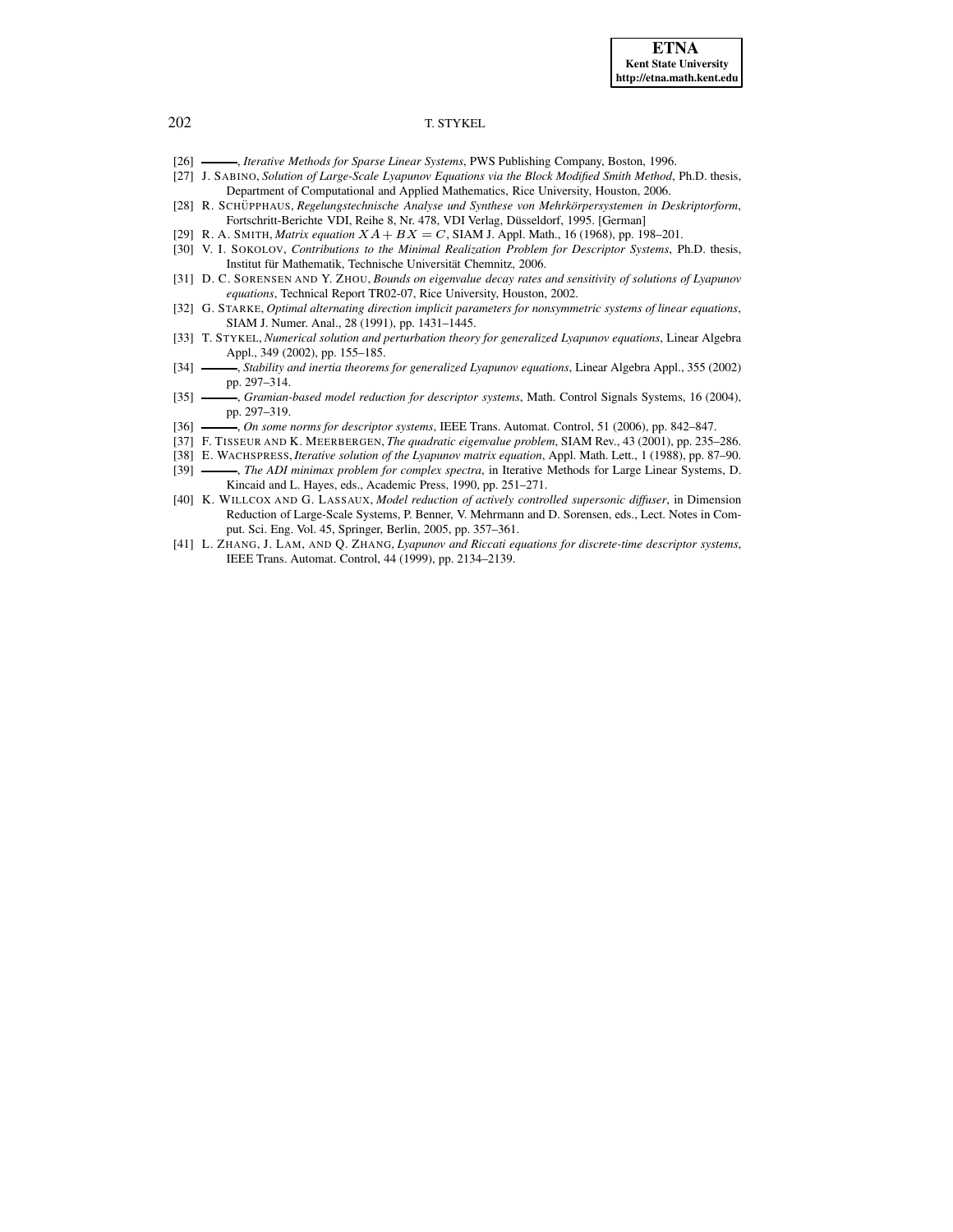[26] ———, *Iterative Methods for Sparse Linear Systems*, PWS Publishing Company, Boston, 1996.

[27] J. SABINO, *Solution of Large-Scale Lyapunov Equations via the Block Modified Smith Method*, Ph.D. thesis, Department of Computational and Applied Mathematics, Rice University, Houston, 2006.

[28] R. SCHÜPPHAUS, *Regelungstechnische Analyse und Synthese von Mehrkörpersystemen in Deskriptorform*, Fortschritt-Berichte VDI, Reihe 8, Nr. 478, VDI Verlag, Düsseldorf, 1995. [German]

[29] R. A. SMITH, *Matrix equation $XA + BX = C$*, SIAM J. Appl. Math., 16 (1968), pp. 198–201.

[30] V. I. SOKOLOV, *Contributions to the Minimal Realization Problem for Descriptor Systems*, Ph.D. thesis, Institut für Mathematik, Technische Universität Chemnitz, 2006.

[31] D. C. SORENSEN AND Y. ZHOU, *Bounds on eigenvalue decay rates and sensitivity of solutions of Lyapunov equations*, Technical Report TR02-07, Rice University, Houston, 2002.

[32] G. STARKE, *Optimal alternating direction implicit parameters for nonsymmetric systems of linear equations*, SIAM J. Numer. Anal., 28 (1991), pp. 1431–1445.

[33] T. STYKEL, *Numerical solution and perturbation theory for generalized Lyapunov equations*, Linear Algebra Appl., 349 (2002), pp. 155–185.

[34] ———, *Stability and inertia theorems for generalized Lyapunov equations*, Linear Algebra Appl., 355 (2002) pp. 297–314.

[35] ———, *Gramian-based model reduction for descriptor systems*, Math. Control Signals Systems, 16 (2004), pp. 297–319.

[36] ———, *On some norms for descriptor systems*, IEEE Trans. Automat. Control, 51 (2006), pp. 842–847.

[37] F. TISSEUR AND K. MEERBERGEN, *The quadratic eigenvalue problem*, SIAM Rev., 43 (2001), pp. 235–286.

[38] E. WACHSPRESS, *Iterative solution of the Lyapunov matrix equation*, Appl. Math. Lett., 1 (1988), pp. 87–90.

[39] ———, *The ADI minimax problem for complex spectra*, in Iterative Methods for Large Linear Systems, D. Kincaid and L. Hayes, eds., Academic Press, 1990, pp. 251–271.

[40] K. WILLCOX AND G. LASSAUX, *Model reduction of actively controlled supersonic diffuser*, in Dimension Reduction of Large-Scale Systems, P. Benner, V. Mehrmann and D. Sorensen, eds., Lect. Notes in Comput. Sci. Eng. Vol. 45, Springer, Berlin, 2005, pp. 357–361.

[41] L. ZHANG, J. LAM, AND Q. ZHANG, *Lyapunov and Riccati equations for discrete-time descriptor systems*, IEEE Trans. Automat. Control, 44 (1999), pp. 2134–2139.